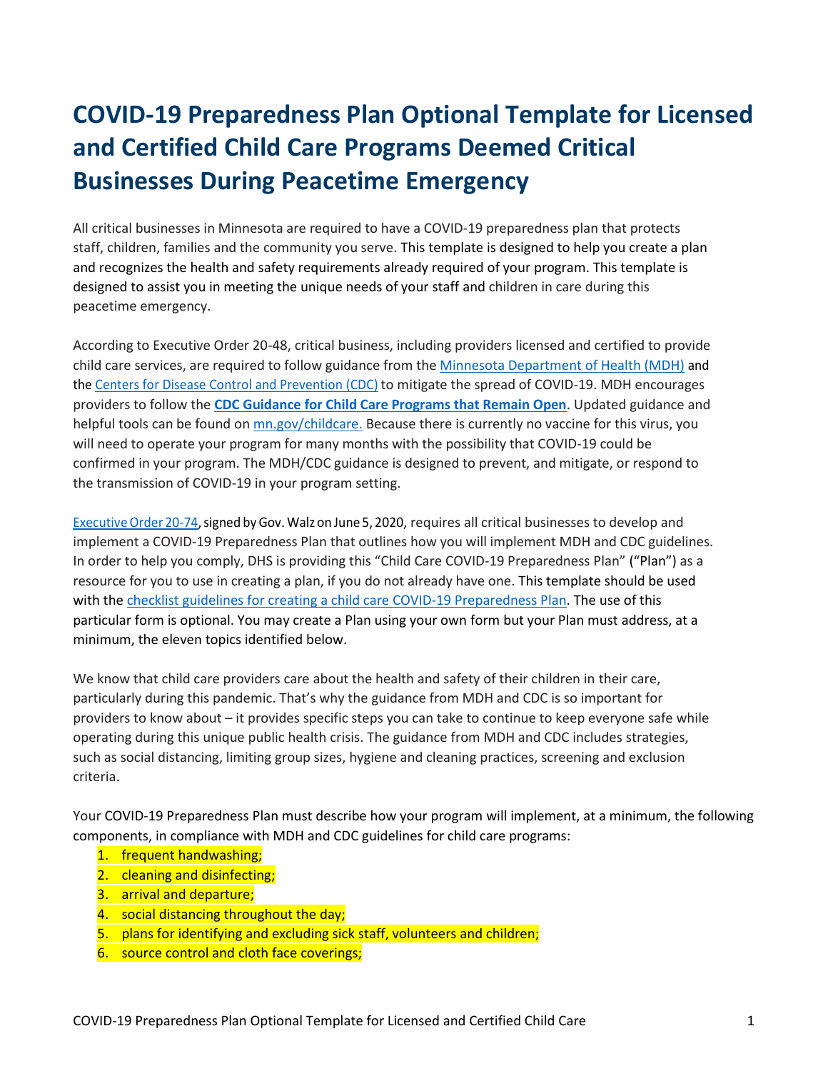# COVID-19 Preparedness Plan Optional Template for Licensed and Certified Child Care Programs Deemed Critical Businesses During Peacetime Emergency

All critical businesses in Minnesota are required to have a COVID-19 preparedness plan that protects staff, children, families and the community you serve. This template is designed to help you create a plan and recognizes the health and safety requirements already required of your program. This template is designed to assist you in meeting the unique needs of your staff and children in care during this peacetime emergency.

According to Executive Order 20-48, critical business, including providers licensed and certified to provide child care services, are required to follow guidance from the Minnesota Department of Health (MDH) and the Centers for Disease Control and Prevention (CDC) to mitigate the spread of COVID-19. MDH encourages providers to follow the **CDC Guidance for Child Care Programs that Remain Open**. Updated guidance and helpful tools can be found on mn.gov/childcare. Because there is currently no vaccine for this virus, you will need to operate your program for many months with the possibility that COVID-19 could be confirmed in your program. The MDH/CDC guidance is designed to prevent, and mitigate, or respond to the transmission of COVID-19 in your program setting.

Executive Order 20-74, signed by Gov. Walz on June 5, 2020, requires all critical businesses to develop and implement a COVID-19 Preparedness Plan that outlines how you will implement MDH and CDC guidelines. In order to help you comply, DHS is providing this "Child Care COVID-19 Preparedness Plan" ("Plan") as a resource for you to use in creating a plan, if you do not already have one. This template should be used with the checklist guidelines for creating a child care COVID-19 Preparedness Plan. The use of this particular form is optional. You may create a Plan using your own form but your Plan must address, at a minimum, the eleven topics identified below.

We know that child care providers care about the health and safety of their children in their care, particularly during this pandemic. That's why the guidance from MDH and CDC is so important for providers to know about – it provides specific steps you can take to continue to keep everyone safe while operating during this unique public health crisis. The guidance from MDH and CDC includes strategies, such as social distancing, limiting group sizes, hygiene and cleaning practices, screening and exclusion criteria.

Your COVID-19 Preparedness Plan must describe how your program will implement, at a minimum, the following components, in compliance with MDH and CDC guidelines for child care programs:

1. frequent handwashing;
2. cleaning and disinfecting;
3. arrival and departure;
4. social distancing throughout the day;
5. plans for identifying and excluding sick staff, volunteers and children;
6. source control and cloth face coverings;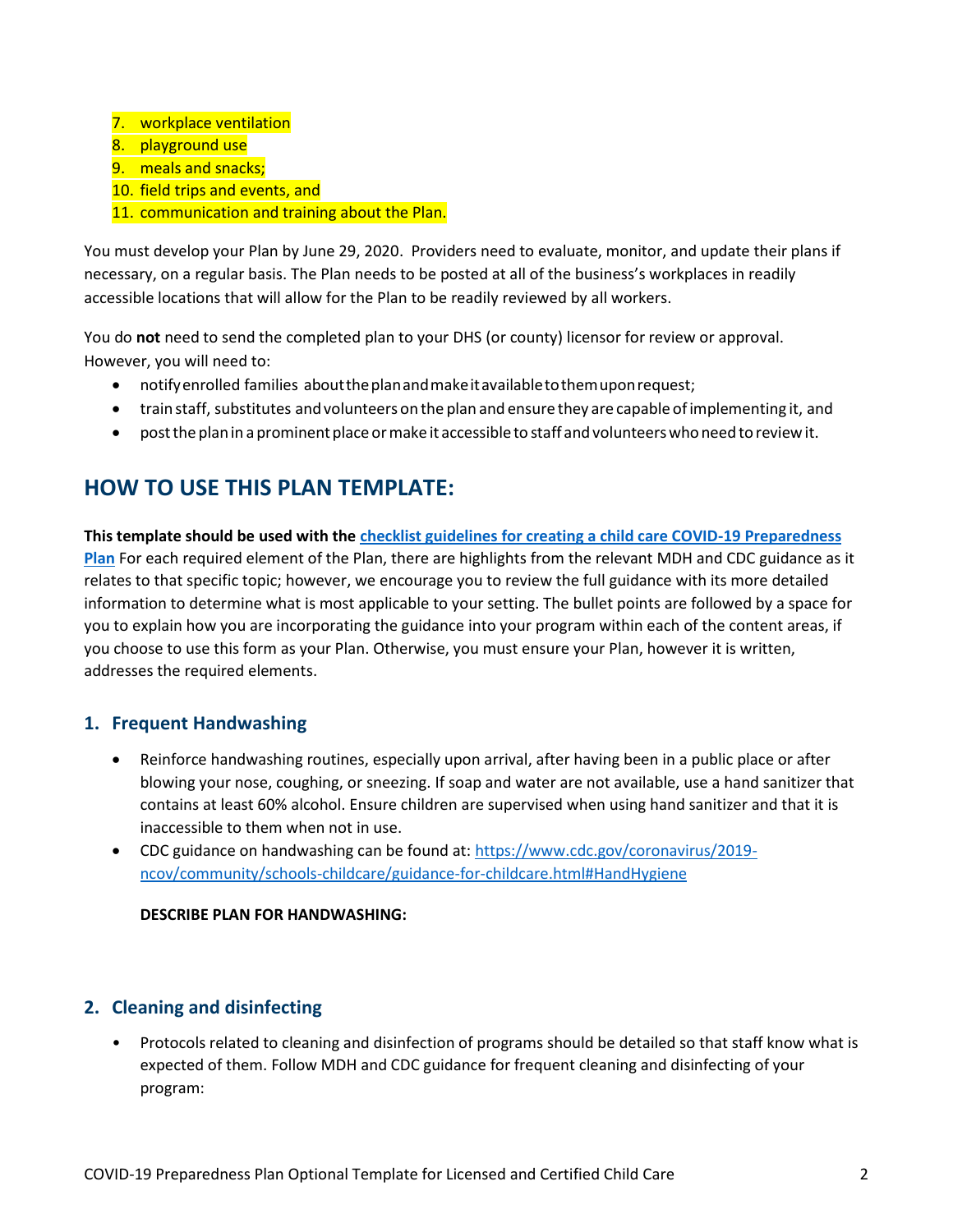7. workplace ventilation
8. playground use
9. meals and snacks;
10. field trips and events, and
11. communication and training about the Plan.

You must develop your Plan by June 29, 2020. Providers need to evaluate, monitor, and update their plans if necessary, on a regular basis. The Plan needs to be posted at all of the business's workplaces in readily accessible locations that will allow for the Plan to be readily reviewed by all workers.

You do **not** need to send the completed plan to your DHS (or county) licensor for review or approval. However, you will need to:

- notify enrolled families about the plan and make it available to them upon request;
- train staff, substitutes and volunteers on the plan and ensure they are capable of implementing it, and
- post the plan in a prominent place or make it accessible to staff and volunteers who need to review it.

## HOW TO USE THIS PLAN TEMPLATE:

**This template should be used with the checklist guidelines for creating a child care COVID-19 Preparedness Plan** For each required element of the Plan, there are highlights from the relevant MDH and CDC guidance as it relates to that specific topic; however, we encourage you to review the full guidance with its more detailed information to determine what is most applicable to your setting. The bullet points are followed by a space for you to explain how you are incorporating the guidance into your program within each of the content areas, if you choose to use this form as your Plan. Otherwise, you must ensure your Plan, however it is written, addresses the required elements.

### 1. Frequent Handwashing

- Reinforce handwashing routines, especially upon arrival, after having been in a public place or after blowing your nose, coughing, or sneezing. If soap and water are not available, use a hand sanitizer that contains at least 60% alcohol. Ensure children are supervised when using hand sanitizer and that it is inaccessible to them when not in use.
- CDC guidance on handwashing can be found at: https://www.cdc.gov/coronavirus/2019-ncov/community/schools-childcare/guidance-for-childcare.html#HandHygiene

**DESCRIBE PLAN FOR HANDWASHING:**

### 2. Cleaning and disinfecting

- Protocols related to cleaning and disinfection of programs should be detailed so that staff know what is expected of them. Follow MDH and CDC guidance for frequent cleaning and disinfecting of your program: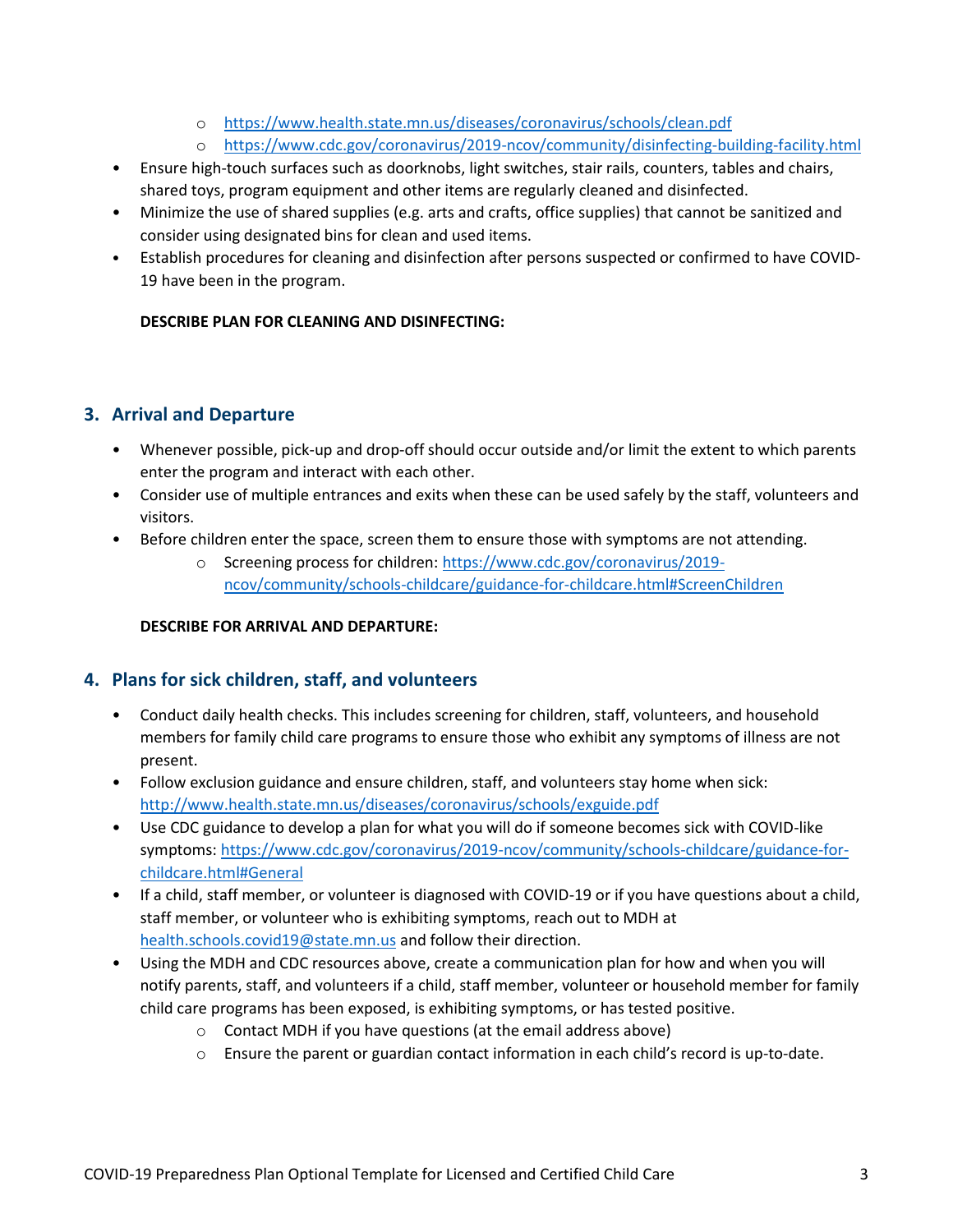- https://www.health.state.mn.us/diseases/coronavirus/schools/clean.pdf
    - https://www.cdc.gov/coronavirus/2019-ncov/community/disinfecting-building-facility.html
- Ensure high-touch surfaces such as doorknobs, light switches, stair rails, counters, tables and chairs, shared toys, program equipment and other items are regularly cleaned and disinfected.
- Minimize the use of shared supplies (e.g. arts and crafts, office supplies) that cannot be sanitized and consider using designated bins for clean and used items.
- Establish procedures for cleaning and disinfection after persons suspected or confirmed to have COVID-19 have been in the program.

**DESCRIBE PLAN FOR CLEANING AND DISINFECTING:**

## 3. Arrival and Departure

- Whenever possible, pick-up and drop-off should occur outside and/or limit the extent to which parents enter the program and interact with each other.
- Consider use of multiple entrances and exits when these can be used safely by the staff, volunteers and visitors.
- Before children enter the space, screen them to ensure those with symptoms are not attending.
    - Screening process for children: https://www.cdc.gov/coronavirus/2019-ncov/community/schools-childcare/guidance-for-childcare.html#ScreenChildren

**DESCRIBE FOR ARRIVAL AND DEPARTURE:**

## 4. Plans for sick children, staff, and volunteers

- Conduct daily health checks. This includes screening for children, staff, volunteers, and household members for family child care programs to ensure those who exhibit any symptoms of illness are not present.
- Follow exclusion guidance and ensure children, staff, and volunteers stay home when sick: http://www.health.state.mn.us/diseases/coronavirus/schools/exguide.pdf
- Use CDC guidance to develop a plan for what you will do if someone becomes sick with COVID-like symptoms: https://www.cdc.gov/coronavirus/2019-ncov/community/schools-childcare/guidance-for-childcare.html#General
- If a child, staff member, or volunteer is diagnosed with COVID-19 or if you have questions about a child, staff member, or volunteer who is exhibiting symptoms, reach out to MDH at health.schools.covid19@state.mn.us and follow their direction.
- Using the MDH and CDC resources above, create a communication plan for how and when you will notify parents, staff, and volunteers if a child, staff member, volunteer or household member for family child care programs has been exposed, is exhibiting symptoms, or has tested positive.
    - Contact MDH if you have questions (at the email address above)
    - Ensure the parent or guardian contact information in each child's record is up-to-date.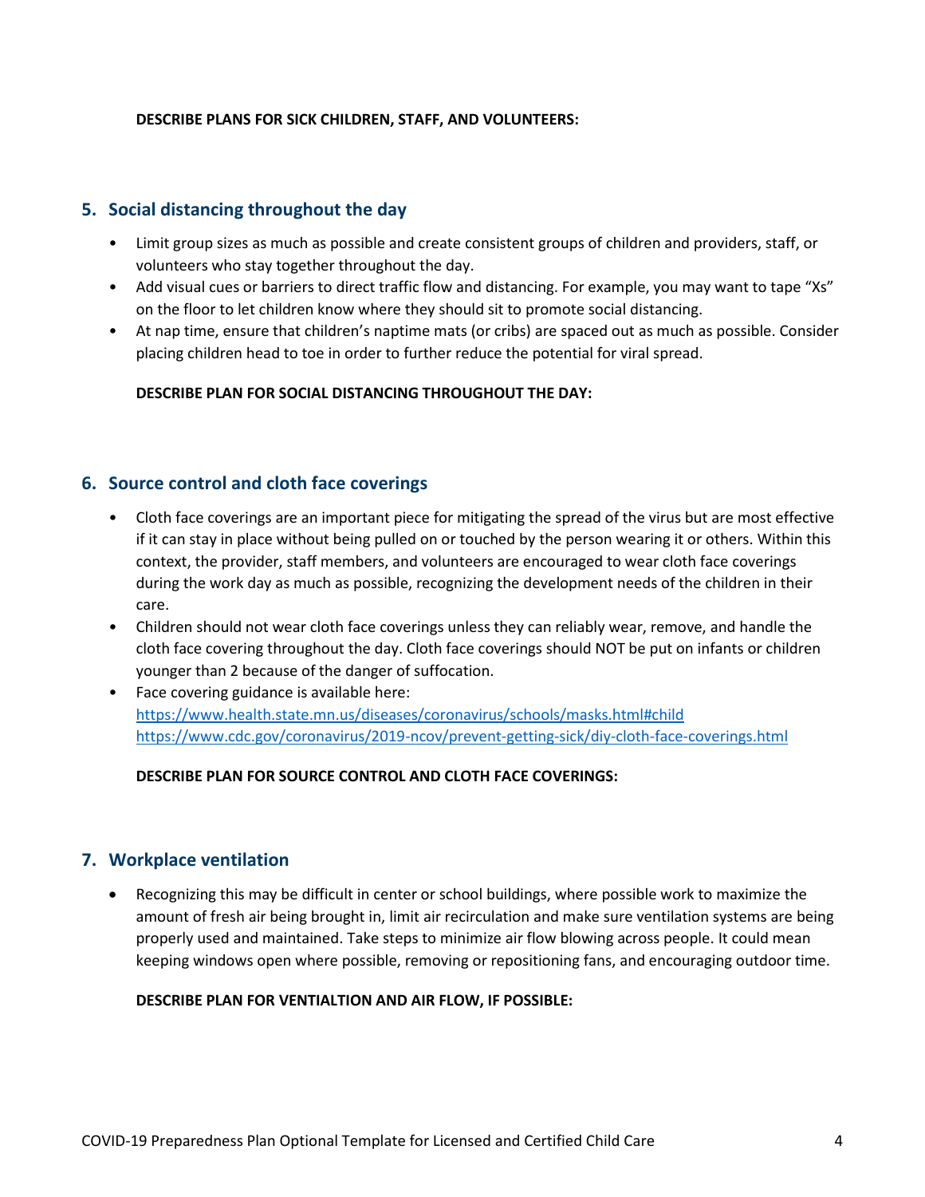**DESCRIBE PLANS FOR SICK CHILDREN, STAFF, AND VOLUNTEERS:**

## 5. Social distancing throughout the day

- Limit group sizes as much as possible and create consistent groups of children and providers, staff, or volunteers who stay together throughout the day.
- Add visual cues or barriers to direct traffic flow and distancing. For example, you may want to tape "Xs" on the floor to let children know where they should sit to promote social distancing.
- At nap time, ensure that children's naptime mats (or cribs) are spaced out as much as possible. Consider placing children head to toe in order to further reduce the potential for viral spread.

**DESCRIBE PLAN FOR SOCIAL DISTANCING THROUGHOUT THE DAY:**

## 6. Source control and cloth face coverings

- Cloth face coverings are an important piece for mitigating the spread of the virus but are most effective if it can stay in place without being pulled on or touched by the person wearing it or others. Within this context, the provider, staff members, and volunteers are encouraged to wear cloth face coverings during the work day as much as possible, recognizing the development needs of the children in their care.
- Children should not wear cloth face coverings unless they can reliably wear, remove, and handle the cloth face covering throughout the day. Cloth face coverings should NOT be put on infants or children younger than 2 because of the danger of suffocation.
- Face covering guidance is available here:
  https://www.health.state.mn.us/diseases/coronavirus/schools/masks.html#child
  https://www.cdc.gov/coronavirus/2019-ncov/prevent-getting-sick/diy-cloth-face-coverings.html

**DESCRIBE PLAN FOR SOURCE CONTROL AND CLOTH FACE COVERINGS:**

## 7. Workplace ventilation

- Recognizing this may be difficult in center or school buildings, where possible work to maximize the amount of fresh air being brought in, limit air recirculation and make sure ventilation systems are being properly used and maintained. Take steps to minimize air flow blowing across people. It could mean keeping windows open where possible, removing or repositioning fans, and encouraging outdoor time.

**DESCRIBE PLAN FOR VENTIALTION AND AIR FLOW, IF POSSIBLE:**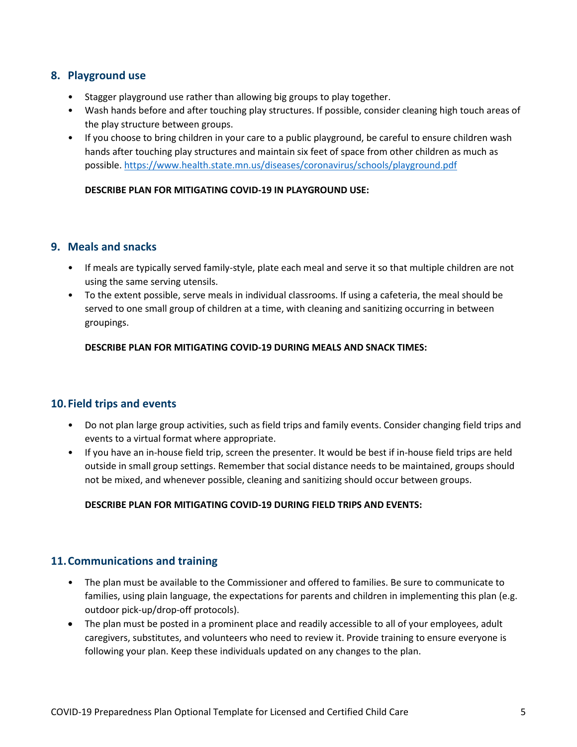## 8. Playground use

- Stagger playground use rather than allowing big groups to play together.
- Wash hands before and after touching play structures. If possible, consider cleaning high touch areas of the play structure between groups.
- If you choose to bring children in your care to a public playground, be careful to ensure children wash hands after touching play structures and maintain six feet of space from other children as much as possible. https://www.health.state.mn.us/diseases/coronavirus/schools/playground.pdf

**DESCRIBE PLAN FOR MITIGATING COVID-19 IN PLAYGROUND USE:**

## 9. Meals and snacks

- If meals are typically served family-style, plate each meal and serve it so that multiple children are not using the same serving utensils.
- To the extent possible, serve meals in individual classrooms. If using a cafeteria, the meal should be served to one small group of children at a time, with cleaning and sanitizing occurring in between groupings.

**DESCRIBE PLAN FOR MITIGATING COVID-19 DURING MEALS AND SNACK TIMES:**

## 10. Field trips and events

- Do not plan large group activities, such as field trips and family events. Consider changing field trips and events to a virtual format where appropriate.
- If you have an in-house field trip, screen the presenter. It would be best if in-house field trips are held outside in small group settings. Remember that social distance needs to be maintained, groups should not be mixed, and whenever possible, cleaning and sanitizing should occur between groups.

**DESCRIBE PLAN FOR MITIGATING COVID-19 DURING FIELD TRIPS AND EVENTS:**

## 11. Communications and training

- The plan must be available to the Commissioner and offered to families. Be sure to communicate to families, using plain language, the expectations for parents and children in implementing this plan (e.g. outdoor pick-up/drop-off protocols).
- The plan must be posted in a prominent place and readily accessible to all of your employees, adult caregivers, substitutes, and volunteers who need to review it. Provide training to ensure everyone is following your plan. Keep these individuals updated on any changes to the plan.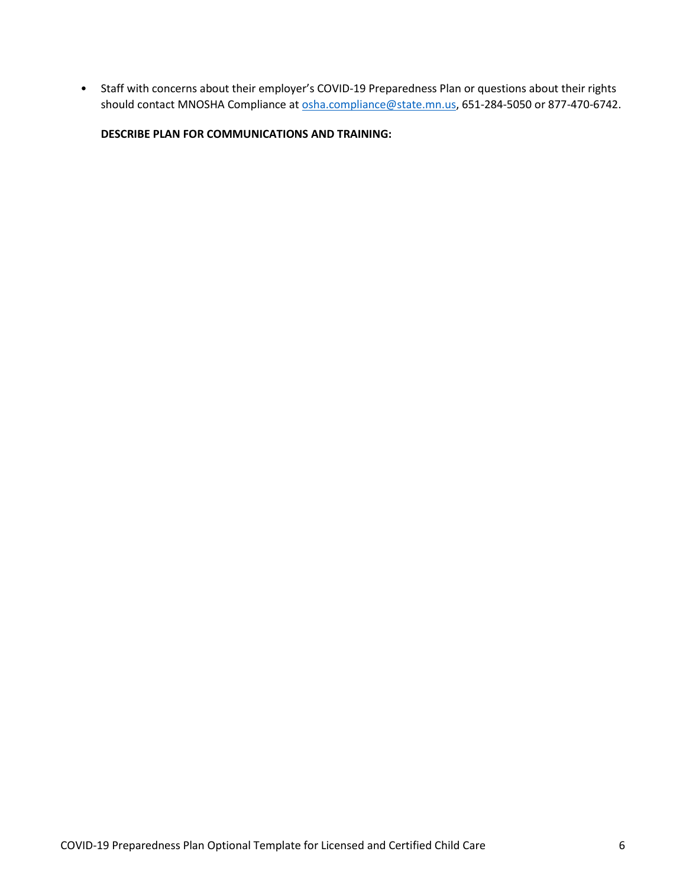- Staff with concerns about their employer's COVID-19 Preparedness Plan or questions about their rights should contact MNOSHA Compliance at osha.compliance@state.mn.us, 651-284-5050 or 877-470-6742.

**DESCRIBE PLAN FOR COMMUNICATIONS AND TRAINING:**